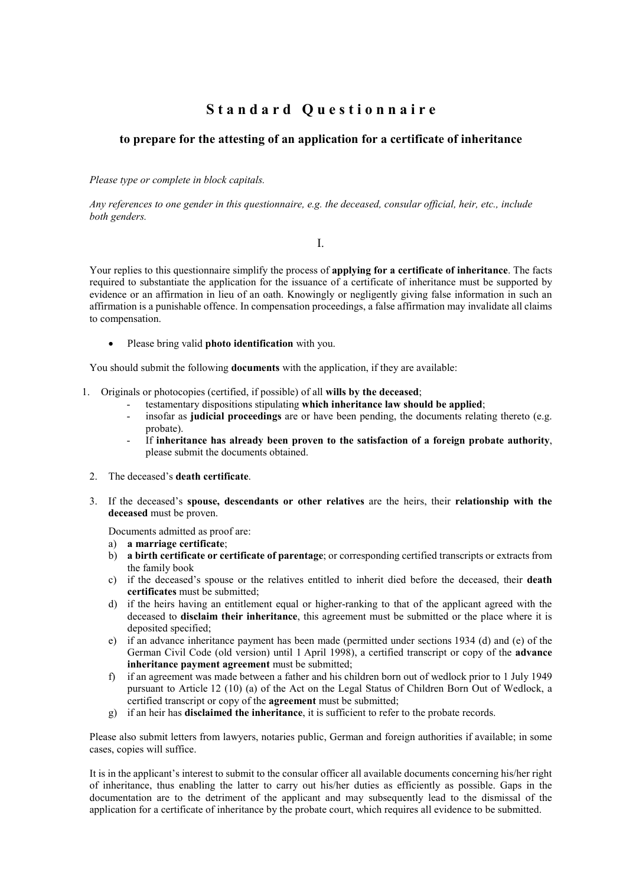# Standard Questionnaire

## to prepare for the attesting of an application for a certificate of inheritance

*Please type or complete in block capitals.*

*Any references to one gender in this questionnaire, e.g. the deceased, consular official, heir, etc., include both genders.*

I.

Your replies to this questionnaire simplify the process of **applying for a certificate of inheritance**. The facts required to substantiate the application for the issuance of a certificate of inheritance must be supported by evidence or an affirmation in lieu of an oath. Knowingly or negligently giving false information in such an affirmation is a punishable offence. In compensation proceedings, a false affirmation may invalidate all claims to compensation.

- Please bring valid **photo identification** with you.

You should submit the following **documents** with the application, if they are available:

1. Originals or photocopies (certified, if possible) of all **wills by the deceased**;
   - testamentary dispositions stipulating **which inheritance law should be applied**;
   - insofar as **judicial proceedings** are or have been pending, the documents relating thereto (e.g. probate).
   - If **inheritance has already been proven to the satisfaction of a foreign probate authority**, please submit the documents obtained.
2. The deceased's **death certificate**.
3. If the deceased's **spouse, descendants or other relatives** are the heirs, their **relationship with the deceased** must be proven.

   Documents admitted as proof are:

   a) **a marriage certificate**;

   b) **a birth certificate or certificate of parentage**; or corresponding certified transcripts or extracts from the family book

   c) if the deceased's spouse or the relatives entitled to inherit died before the deceased, their **death certificates** must be submitted;

   d) if the heirs having an entitlement equal or higher-ranking to that of the applicant agreed with the deceased to **disclaim their inheritance**, this agreement must be submitted or the place where it is deposited specified;

   e) if an advance inheritance payment has been made (permitted under sections 1934 (d) and (e) of the German Civil Code (old version) until 1 April 1998), a certified transcript or copy of the **advance inheritance payment agreement** must be submitted;

   f) if an agreement was made between a father and his children born out of wedlock prior to 1 July 1949 pursuant to Article 12 (10) (a) of the Act on the Legal Status of Children Born Out of Wedlock, a certified transcript or copy of the **agreement** must be submitted;

   g) if an heir has **disclaimed the inheritance**, it is sufficient to refer to the probate records.

Please also submit letters from lawyers, notaries public, German and foreign authorities if available; in some cases, copies will suffice.

It is in the applicant's interest to submit to the consular officer all available documents concerning his/her right of inheritance, thus enabling the latter to carry out his/her duties as efficiently as possible. Gaps in the documentation are to the detriment of the applicant and may subsequently lead to the dismissal of the application for a certificate of inheritance by the probate court, which requires all evidence to be submitted.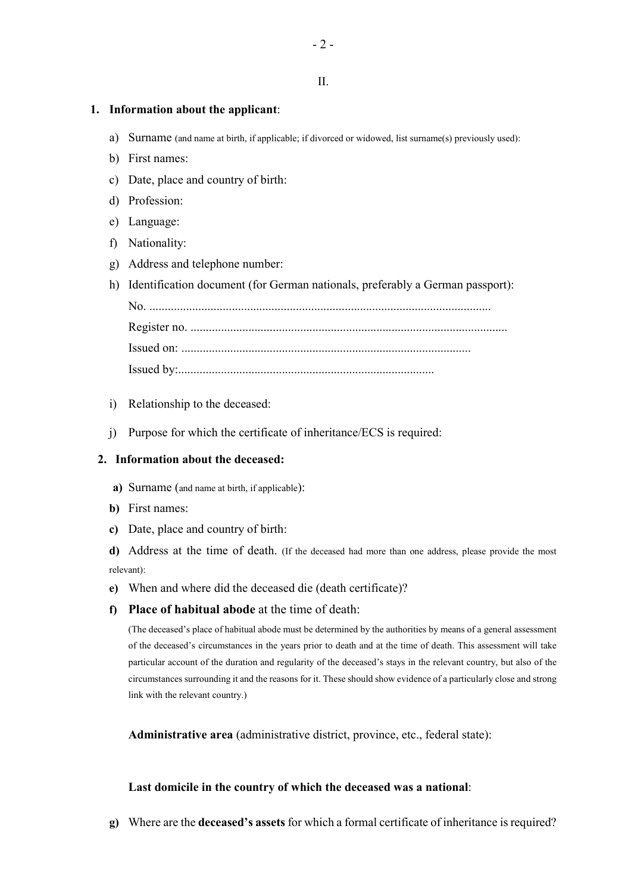II.

1. **Information about the applicant**:

   a) Surname (and name at birth, if applicable; if divorced or widowed, list surname(s) previously used):

   b) First names:

   c) Date, place and country of birth:

   d) Profession:

   e) Language:

   f) Nationality:

   g) Address and telephone number:

   h) Identification document (for German nationals, preferably a German passport):

      No. ..............................................................................................................

      Register no. .......................................................................................................

      Issued on: .............................................................................................

      Issued by:...................................................................................

   i) Relationship to the deceased:

   j) Purpose for which the certificate of inheritance/ECS is required:

2. **Information about the deceased:**

   **a)** Surname (and name at birth, if applicable):

   **b)** First names:

   **c)** Date, place and country of birth:

   **d)** Address at the time of death. (If the deceased had more than one address, please provide the most relevant):

   **e)** When and where did the deceased die (death certificate)?

   **f) Place of habitual abode** at the time of death:

   (The deceased's place of habitual abode must be determined by the authorities by means of a general assessment of the deceased's circumstances in the years prior to death and at the time of death. This assessment will take particular account of the duration and regularity of the deceased's stays in the relevant country, but also of the circumstances surrounding it and the reasons for it. These should show evidence of a particularly close and strong link with the relevant country.)

   **Administrative area** (administrative district, province, etc., federal state):

   **Last domicile in the country of which the deceased was a national**:

   **g)** Where are the **deceased's assets** for which a formal certificate of inheritance is required?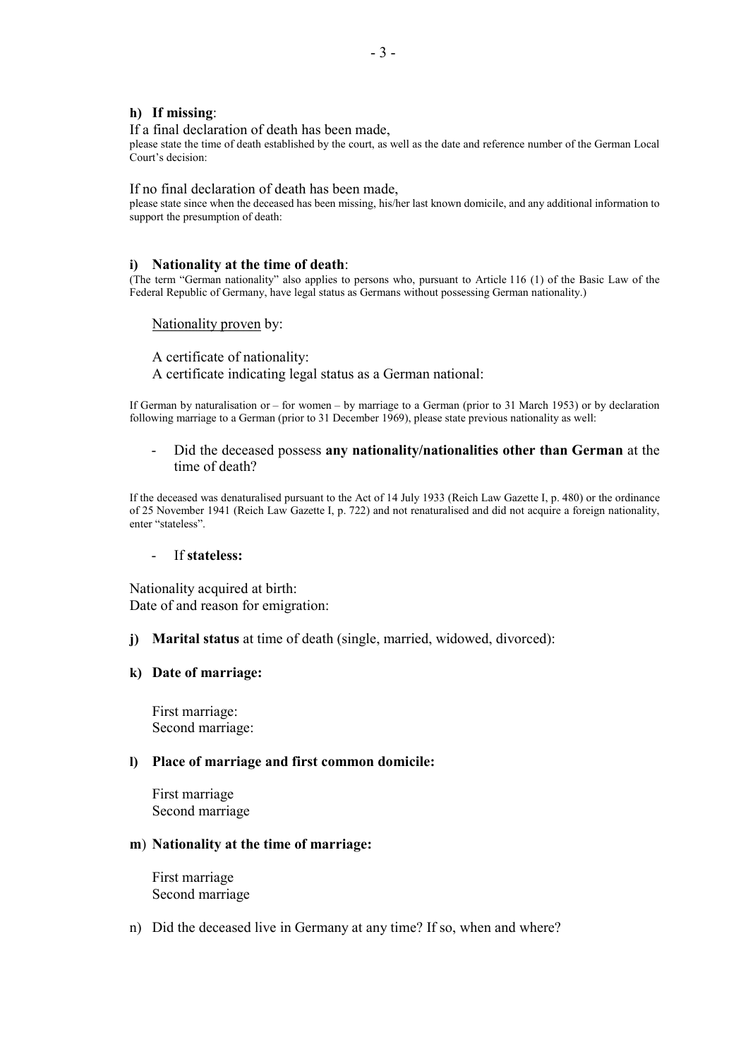**h) If missing**:

If a final declaration of death has been made,
please state the time of death established by the court, as well as the date and reference number of the German Local Court's decision:

If no final declaration of death has been made,
please state since when the deceased has been missing, his/her last known domicile, and any additional information to support the presumption of death:

**i) Nationality at the time of death**:
(The term "German nationality" also applies to persons who, pursuant to Article 116 (1) of the Basic Law of the Federal Republic of Germany, have legal status as Germans without possessing German nationality.)

Nationality proven by:

A certificate of nationality:
A certificate indicating legal status as a German national:

If German by naturalisation or – for women – by marriage to a German (prior to 31 March 1953) or by declaration following marriage to a German (prior to 31 December 1969), please state previous nationality as well:

- Did the deceased possess **any nationality/nationalities other than German** at the time of death?

If the deceased was denaturalised pursuant to the Act of 14 July 1933 (Reich Law Gazette I, p. 480) or the ordinance of 25 November 1941 (Reich Law Gazette I, p. 722) and not renaturalised and did not acquire a foreign nationality, enter "stateless".

- If **stateless:**

Nationality acquired at birth:
Date of and reason for emigration:

**j) Marital status** at time of death (single, married, widowed, divorced):

**k) Date of marriage:**

First marriage:
Second marriage:

**l) Place of marriage and first common domicile:**

First marriage
Second marriage

**m) Nationality at the time of marriage:**

First marriage
Second marriage

n) Did the deceased live in Germany at any time? If so, when and where?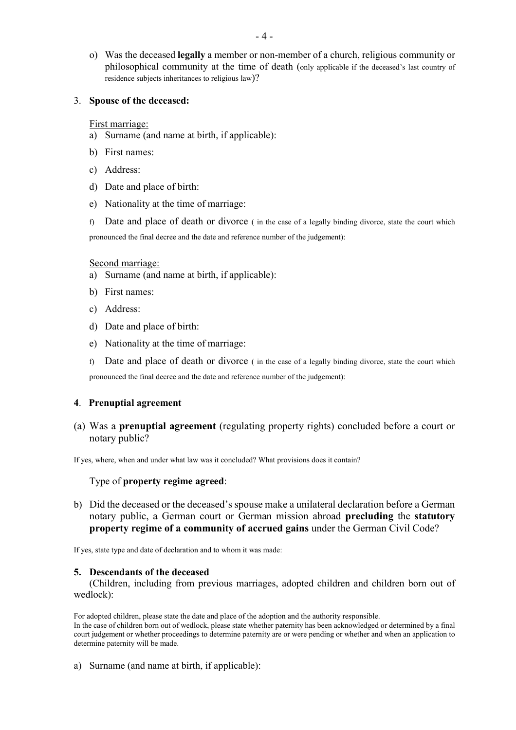o) Was the deceased **legally** a member or non-member of a church, religious community or philosophical community at the time of death (only applicable if the deceased's last country of residence subjects inheritances to religious law)?

3. **Spouse of the deceased:**

First marriage:

a) Surname (and name at birth, if applicable):

b) First names:

c) Address:

d) Date and place of birth:

e) Nationality at the time of marriage:

f) Date and place of death or divorce ( in the case of a legally binding divorce, state the court which pronounced the final decree and the date and reference number of the judgement):

Second marriage:

a) Surname (and name at birth, if applicable):

b) First names:

c) Address:

d) Date and place of birth:

e) Nationality at the time of marriage:

f) Date and place of death or divorce ( in the case of a legally binding divorce, state the court which pronounced the final decree and the date and reference number of the judgement):

**4. Prenuptial agreement**

(a) Was a **prenuptial agreement** (regulating property rights) concluded before a court or notary public?

If yes, where, when and under what law was it concluded? What provisions does it contain?

Type of **property regime agreed**:

b) Did the deceased or the deceased's spouse make a unilateral declaration before a German notary public, a German court or German mission abroad **precluding** the **statutory property regime of a community of accrued gains** under the German Civil Code?

If yes, state type and date of declaration and to whom it was made:

**5. Descendants of the deceased**

(Children, including from previous marriages, adopted children and children born out of wedlock):

For adopted children, please state the date and place of the adoption and the authority responsible.
In the case of children born out of wedlock, please state whether paternity has been acknowledged or determined by a final court judgement or whether proceedings to determine paternity are or were pending or whether and when an application to determine paternity will be made.

a) Surname (and name at birth, if applicable):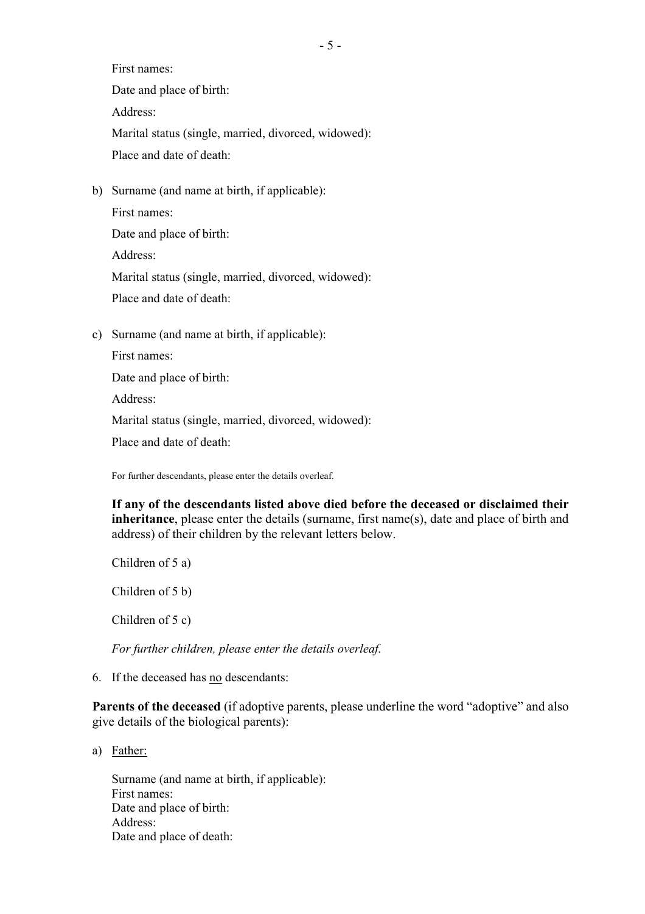First names:

Date and place of birth:

Address:

Marital status (single, married, divorced, widowed):

Place and date of death:

b) Surname (and name at birth, if applicable):

First names:

Date and place of birth:

Address:

Marital status (single, married, divorced, widowed):

Place and date of death:

c) Surname (and name at birth, if applicable):

First names:

Date and place of birth:

Address:

Marital status (single, married, divorced, widowed):

Place and date of death:

For further descendants, please enter the details overleaf.

**If any of the descendants listed above died before the deceased or disclaimed their inheritance**, please enter the details (surname, first name(s), date and place of birth and address) of their children by the relevant letters below.

Children of 5 a)

Children of 5 b)

Children of 5 c)

*For further children, please enter the details overleaf.*

6. If the deceased has <u>no</u> descendants:

**Parents of the deceased** (if adoptive parents, please underline the word "adoptive" and also give details of the biological parents):

a) <u>Father:</u>

Surname (and name at birth, if applicable):
First names:
Date and place of birth:
Address:
Date and place of death: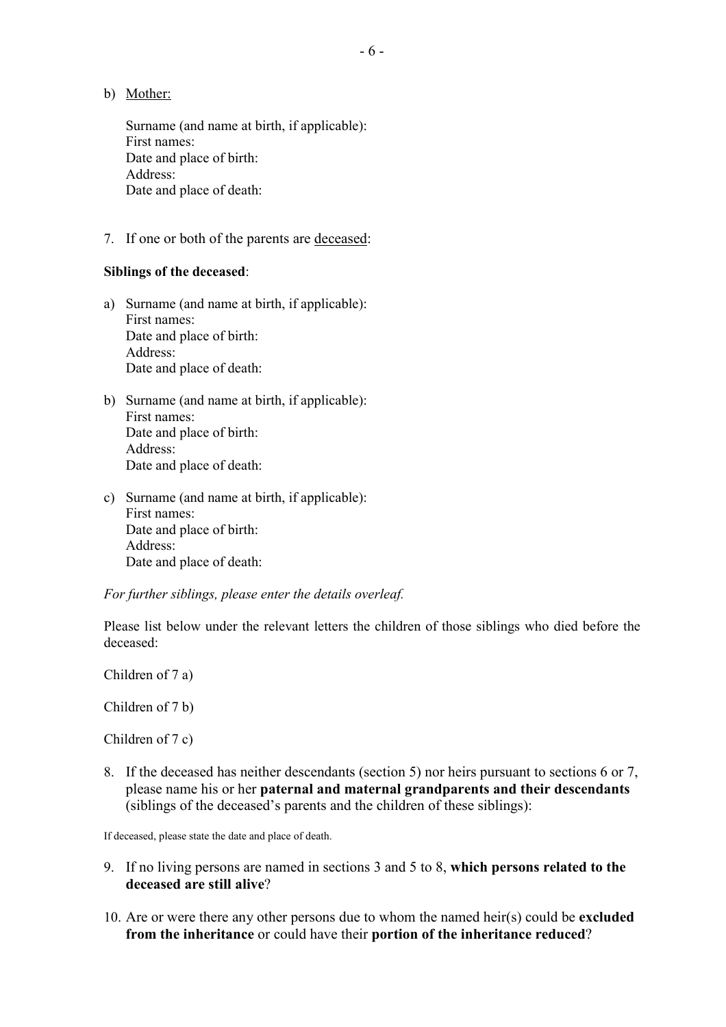b) Mother:

Surname (and name at birth, if applicable):  
First names:  
Date and place of birth:  
Address:  
Date and place of death:

7. If one or both of the parents are deceased:

**Siblings of the deceased**:

a) Surname (and name at birth, if applicable):  
First names:  
Date and place of birth:  
Address:  
Date and place of death:

b) Surname (and name at birth, if applicable):  
First names:  
Date and place of birth:  
Address:  
Date and place of death:

c) Surname (and name at birth, if applicable):  
First names:  
Date and place of birth:  
Address:  
Date and place of death:

*For further siblings, please enter the details overleaf.*

Please list below under the relevant letters the children of those siblings who died before the deceased:

Children of 7 a)

Children of 7 b)

Children of 7 c)

8. If the deceased has neither descendants (section 5) nor heirs pursuant to sections 6 or 7, please name his or her **paternal and maternal grandparents and their descendants** (siblings of the deceased's parents and the children of these siblings):

If deceased, please state the date and place of death.

9. If no living persons are named in sections 3 and 5 to 8, **which persons related to the deceased are still alive**?

10. Are or were there any other persons due to whom the named heir(s) could be **excluded from the inheritance** or could have their **portion of the inheritance reduced**?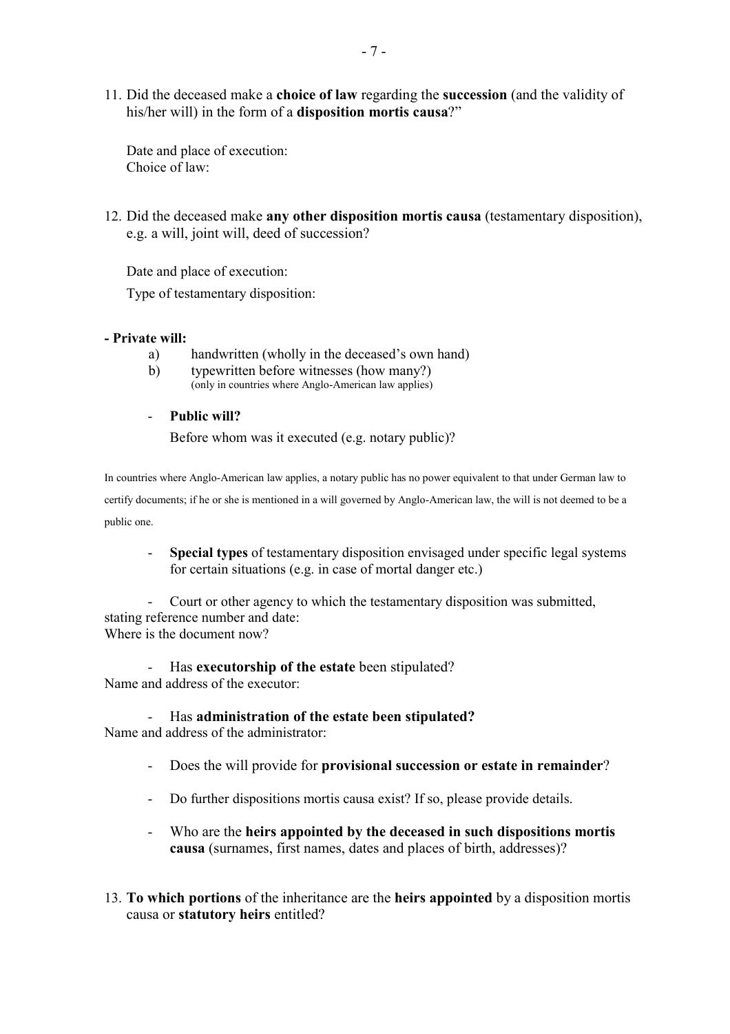11. Did the deceased make a **choice of law** regarding the **succession** (and the validity of his/her will) in the form of a **disposition mortis causa**?"

    Date and place of execution:
    Choice of law:

12. Did the deceased make **any other disposition mortis causa** (testamentary disposition), e.g. a will, joint will, deed of succession?

    Date and place of execution:

    Type of testamentary disposition:

**- Private will:**

- a) handwritten (wholly in the deceased's own hand)
- b) typewritten before witnesses (how many?)
  (only in countries where Anglo-American law applies)

- **Public will?**

  Before whom was it executed (e.g. notary public)?

In countries where Anglo-American law applies, a notary public has no power equivalent to that under German law to certify documents; if he or she is mentioned in a will governed by Anglo-American law, the will is not deemed to be a public one.

- **Special types** of testamentary disposition envisaged under specific legal systems for certain situations (e.g. in case of mortal danger etc.)

- Court or other agency to which the testamentary disposition was submitted, stating reference number and date:
Where is the document now?

- Has **executorship of the estate** been stipulated?
Name and address of the executor:

- Has **administration of the estate been stipulated?**
Name and address of the administrator:

- Does the will provide for **provisional succession or estate in remainder**?

- Do further dispositions mortis causa exist? If so, please provide details.

- Who are the **heirs appointed by the deceased in such dispositions mortis causa** (surnames, first names, dates and places of birth, addresses)?

13. **To which portions** of the inheritance are the **heirs appointed** by a disposition mortis causa or **statutory heirs** entitled?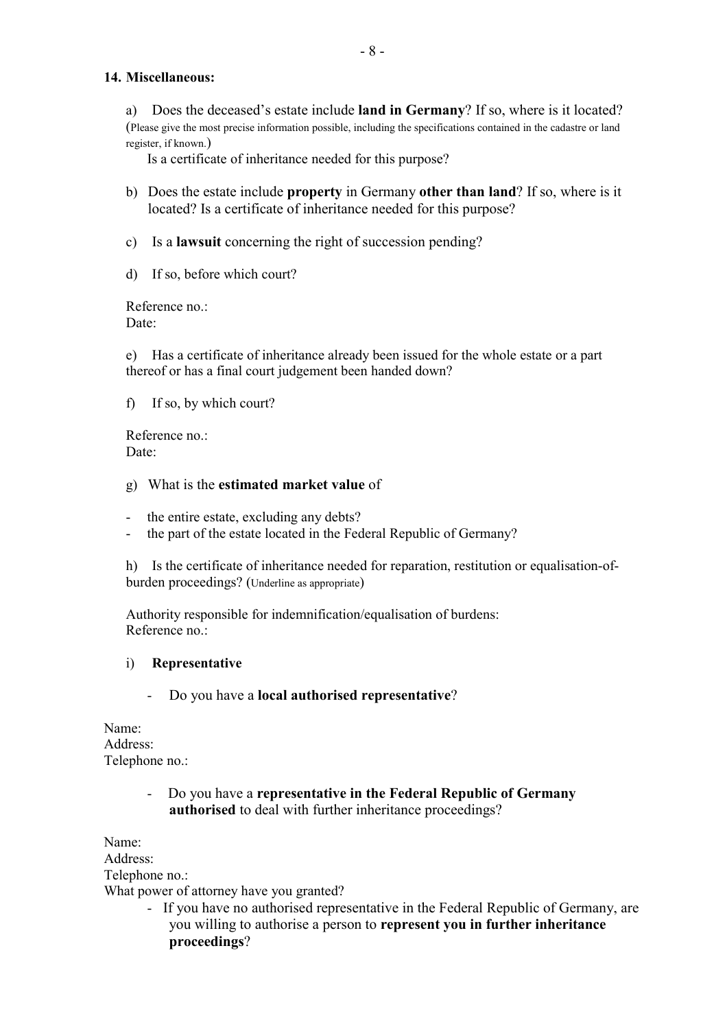**14. Miscellaneous:**

a) Does the deceased's estate include **land in Germany**? If so, where is it located? (Please give the most precise information possible, including the specifications contained in the cadastre or land register, if known.)

Is a certificate of inheritance needed for this purpose?

b) Does the estate include **property** in Germany **other than land**? If so, where is it located? Is a certificate of inheritance needed for this purpose?

c) Is a **lawsuit** concerning the right of succession pending?

d) If so, before which court?

Reference no.:
Date:

e) Has a certificate of inheritance already been issued for the whole estate or a part thereof or has a final court judgement been handed down?

f) If so, by which court?

Reference no.:
Date:

g) What is the **estimated market value** of

- the entire estate, excluding any debts?
- the part of the estate located in the Federal Republic of Germany?

h) Is the certificate of inheritance needed for reparation, restitution or equalisation-of-burden proceedings? (Underline as appropriate)

Authority responsible for indemnification/equalisation of burdens:
Reference no.:

i) **Representative**

- Do you have a **local authorised representative**?

Name:
Address:
Telephone no.:

- Do you have a **representative in the Federal Republic of Germany authorised** to deal with further inheritance proceedings?

Name:
Address:
Telephone no.:
What power of attorney have you granted?

- If you have no authorised representative in the Federal Republic of Germany, are you willing to authorise a person to **represent you in further inheritance proceedings**?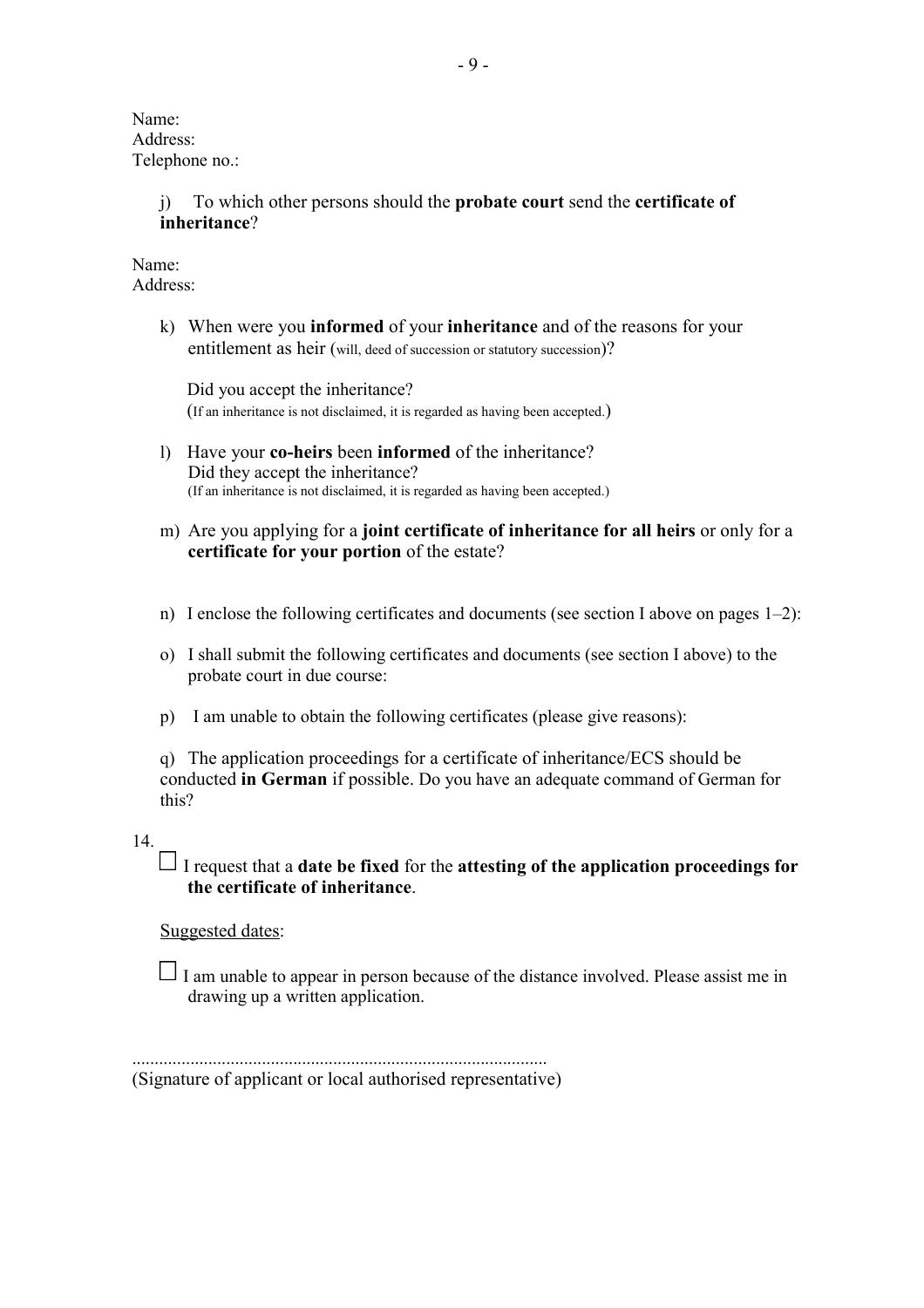Name:
Address:
Telephone no.:

j) To which other persons should the **probate court** send the **certificate of inheritance**?

Name:
Address:

k) When were you **informed** of your **inheritance** and of the reasons for your entitlement as heir (will, deed of succession or statutory succession)?

Did you accept the inheritance?
(If an inheritance is not disclaimed, it is regarded as having been accepted.)

l) Have your **co-heirs** been **informed** of the inheritance?
Did they accept the inheritance?
(If an inheritance is not disclaimed, it is regarded as having been accepted.)

m) Are you applying for a **joint certificate of inheritance for all heirs** or only for a **certificate for your portion** of the estate?

n) I enclose the following certificates and documents (see section I above on pages 1–2):

o) I shall submit the following certificates and documents (see section I above) to the probate court in due course:

p) I am unable to obtain the following certificates (please give reasons):

q) The application proceedings for a certificate of inheritance/ECS should be conducted **in German** if possible. Do you have an adequate command of German for this?

14.

☐ I request that a **date be fixed** for the **attesting of the application proceedings for the certificate of inheritance**.

Suggested dates:

☐ I am unable to appear in person because of the distance involved. Please assist me in drawing up a written application.

............................................................................................
(Signature of applicant or local authorised representative)